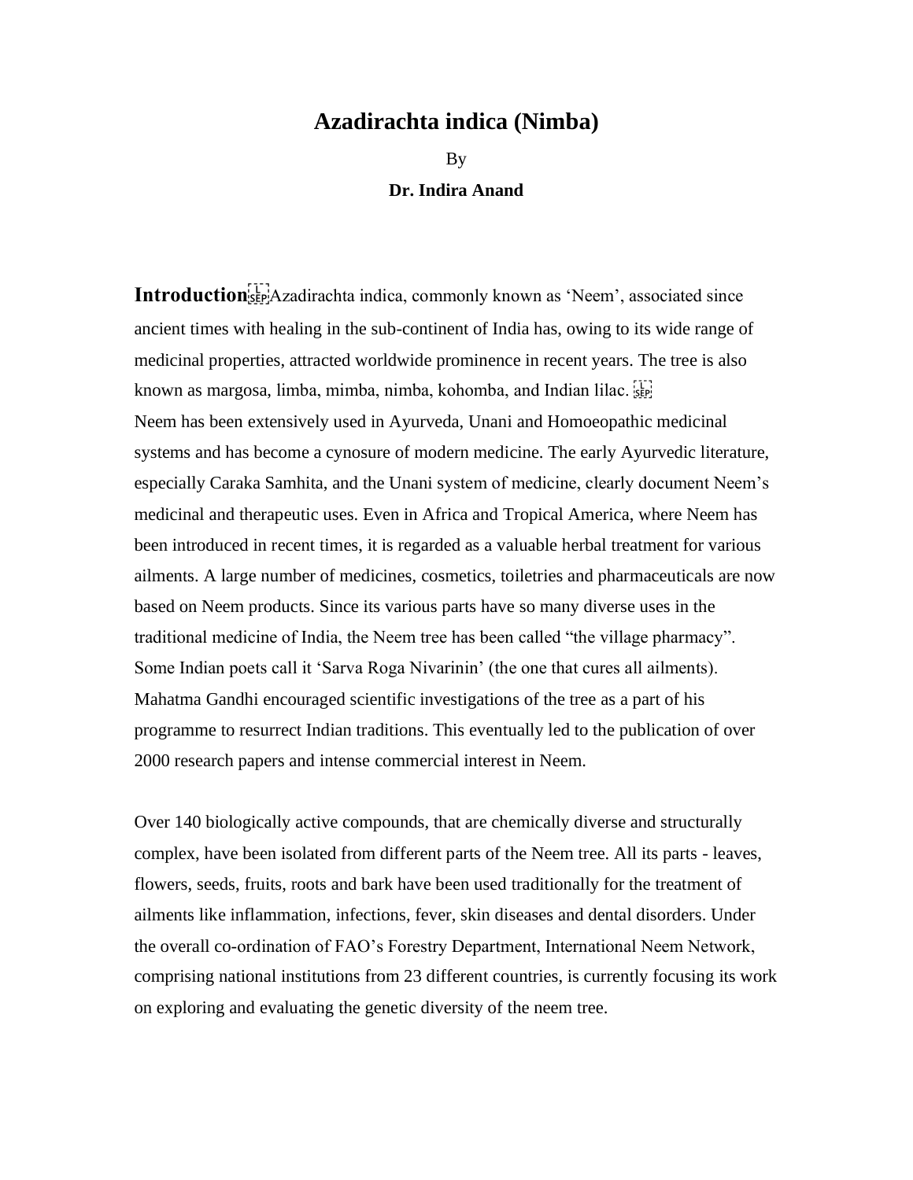# Azadirachta indica (Nimba)

By

**Dr. Indira Anand**

## Introduction

Azadirachta indica, commonly known as 'Neem', associated since ancient times with healing in the sub-continent of India has, owing to its wide range of medicinal properties, attracted worldwide prominence in recent years. The tree is also known as margosa, limba, mimba, nimba, kohomba, and Indian lilac.

Neem has been extensively used in Ayurveda, Unani and Homoeopathic medicinal systems and has become a cynosure of modern medicine. The early Ayurvedic literature, especially Caraka Samhita, and the Unani system of medicine, clearly document Neem's medicinal and therapeutic uses. Even in Africa and Tropical America, where Neem has been introduced in recent times, it is regarded as a valuable herbal treatment for various ailments. A large number of medicines, cosmetics, toiletries and pharmaceuticals are now based on Neem products. Since its various parts have so many diverse uses in the traditional medicine of India, the Neem tree has been called "the village pharmacy". Some Indian poets call it 'Sarva Roga Nivarinin' (the one that cures all ailments). Mahatma Gandhi encouraged scientific investigations of the tree as a part of his programme to resurrect Indian traditions. This eventually led to the publication of over 2000 research papers and intense commercial interest in Neem.

Over 140 biologically active compounds, that are chemically diverse and structurally complex, have been isolated from different parts of the Neem tree. All its parts - leaves, flowers, seeds, fruits, roots and bark have been used traditionally for the treatment of ailments like inflammation, infections, fever, skin diseases and dental disorders. Under the overall co-ordination of FAO's Forestry Department, International Neem Network, comprising national institutions from 23 different countries, is currently focusing its work on exploring and evaluating the genetic diversity of the neem tree.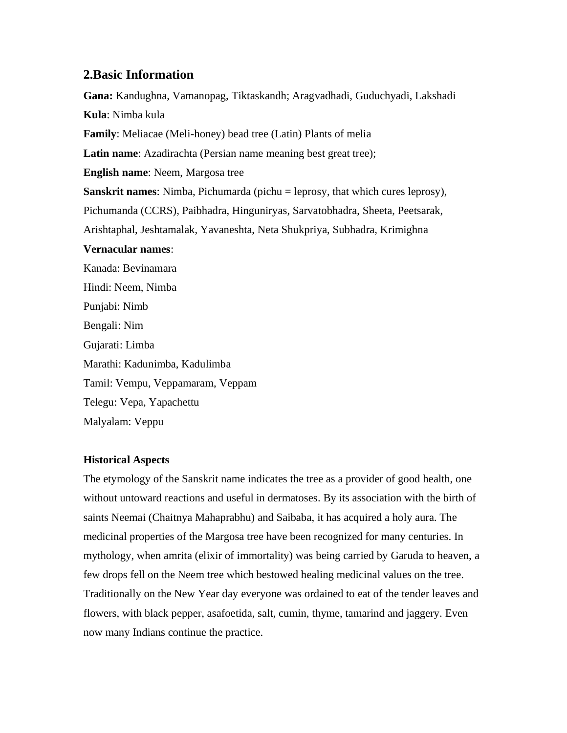## 2.Basic Information

**Gana:** Kandughna, Vamanopag, Tiktaskandh; Aragvadhadi, Guduchyadi, Lakshadi

**Kula**: Nimba kula

**Family**: Meliacae (Meli-honey) bead tree (Latin) Plants of melia

**Latin name**: Azadirachta (Persian name meaning best great tree);

**English name**: Neem, Margosa tree

**Sanskrit names**: Nimba, Pichumarda (pichu = leprosy, that which cures leprosy), Pichumanda (CCRS), Paibhadra, Hinguniryas, Sarvatobhadra, Sheeta, Peetsarak, Arishtaphal, Jeshtamalak, Yavaneshta, Neta Shukpriya, Subhadra, Krimighna

**Vernacular names**:

Kanada: Bevinamara

Hindi: Neem, Nimba

Punjabi: Nimb

Bengali: Nim

Gujarati: Limba

Marathi: Kadunimba, Kadulimba

Tamil: Vempu, Veppamaram, Veppam

Telegu: Vepa, Yapachettu

Malyalam: Veppu

**Historical Aspects**

The etymology of the Sanskrit name indicates the tree as a provider of good health, one without untoward reactions and useful in dermatoses. By its association with the birth of saints Neemai (Chaitnya Mahaprabhu) and Saibaba, it has acquired a holy aura. The medicinal properties of the Margosa tree have been recognized for many centuries. In mythology, when amrita (elixir of immortality) was being carried by Garuda to heaven, a few drops fell on the Neem tree which bestowed healing medicinal values on the tree. Traditionally on the New Year day everyone was ordained to eat of the tender leaves and flowers, with black pepper, asafoetida, salt, cumin, thyme, tamarind and jaggery. Even now many Indians continue the practice.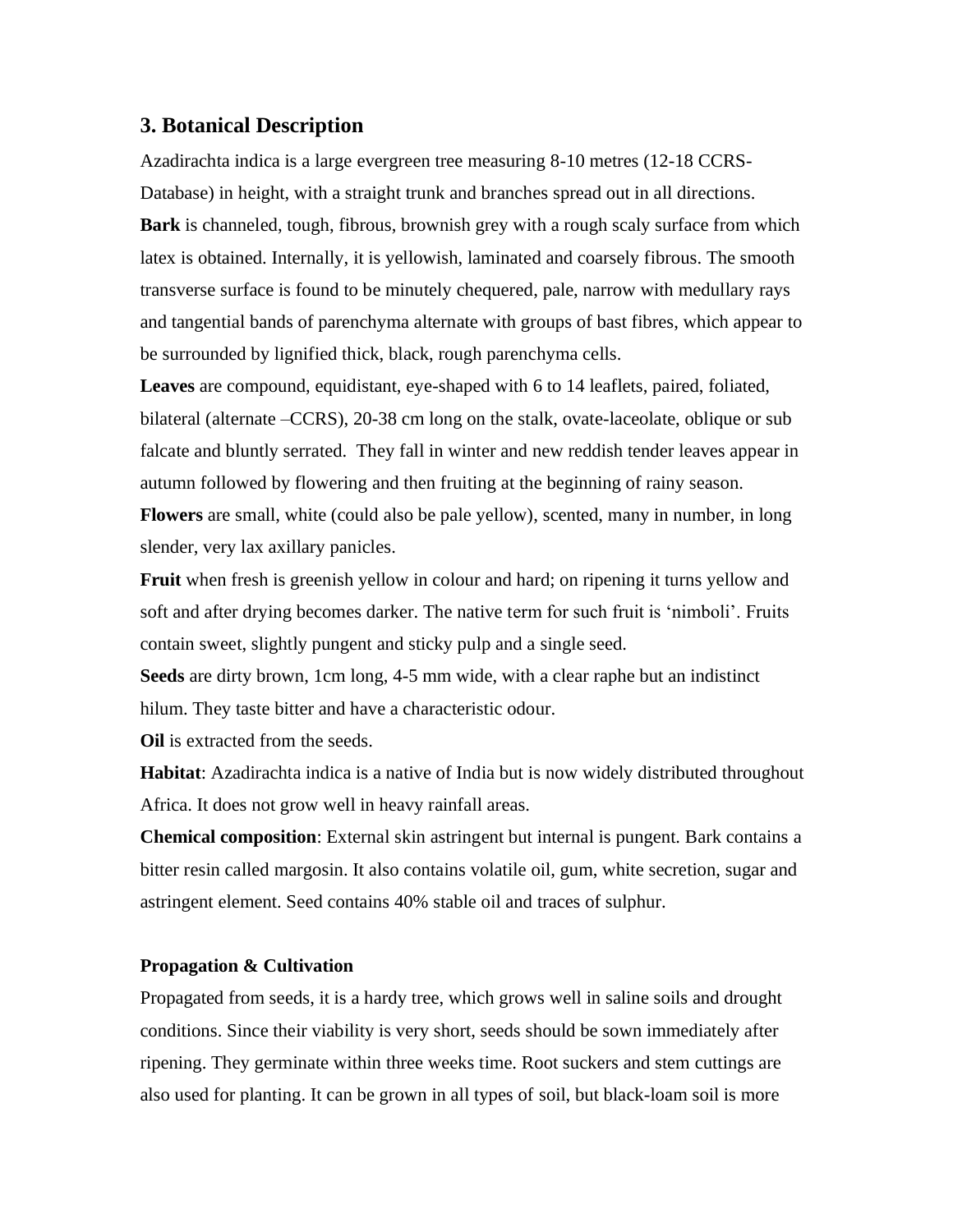## 3. Botanical Description

Azadirachta indica is a large evergreen tree measuring 8-10 metres (12-18 CCRS-Database) in height, with a straight trunk and branches spread out in all directions.

**Bark** is channeled, tough, fibrous, brownish grey with a rough scaly surface from which latex is obtained. Internally, it is yellowish, laminated and coarsely fibrous. The smooth transverse surface is found to be minutely chequered, pale, narrow with medullary rays and tangential bands of parenchyma alternate with groups of bast fibres, which appear to be surrounded by lignified thick, black, rough parenchyma cells.

**Leaves** are compound, equidistant, eye-shaped with 6 to 14 leaflets, paired, foliated, bilateral (alternate –CCRS), 20-38 cm long on the stalk, ovate-laceolate, oblique or sub falcate and bluntly serrated. They fall in winter and new reddish tender leaves appear in autumn followed by flowering and then fruiting at the beginning of rainy season.

**Flowers** are small, white (could also be pale yellow), scented, many in number, in long slender, very lax axillary panicles.

**Fruit** when fresh is greenish yellow in colour and hard; on ripening it turns yellow and soft and after drying becomes darker. The native term for such fruit is 'nimboli'. Fruits contain sweet, slightly pungent and sticky pulp and a single seed.

**Seeds** are dirty brown, 1cm long, 4-5 mm wide, with a clear raphe but an indistinct hilum. They taste bitter and have a characteristic odour.

**Oil** is extracted from the seeds.

**Habitat**: Azadirachta indica is a native of India but is now widely distributed throughout Africa. It does not grow well in heavy rainfall areas.

**Chemical composition**: External skin astringent but internal is pungent. Bark contains a bitter resin called margosin. It also contains volatile oil, gum, white secretion, sugar and astringent element. Seed contains 40% stable oil and traces of sulphur.

**Propagation & Cultivation**

Propagated from seeds, it is a hardy tree, which grows well in saline soils and drought conditions. Since their viability is very short, seeds should be sown immediately after ripening. They germinate within three weeks time. Root suckers and stem cuttings are also used for planting. It can be grown in all types of soil, but black-loam soil is more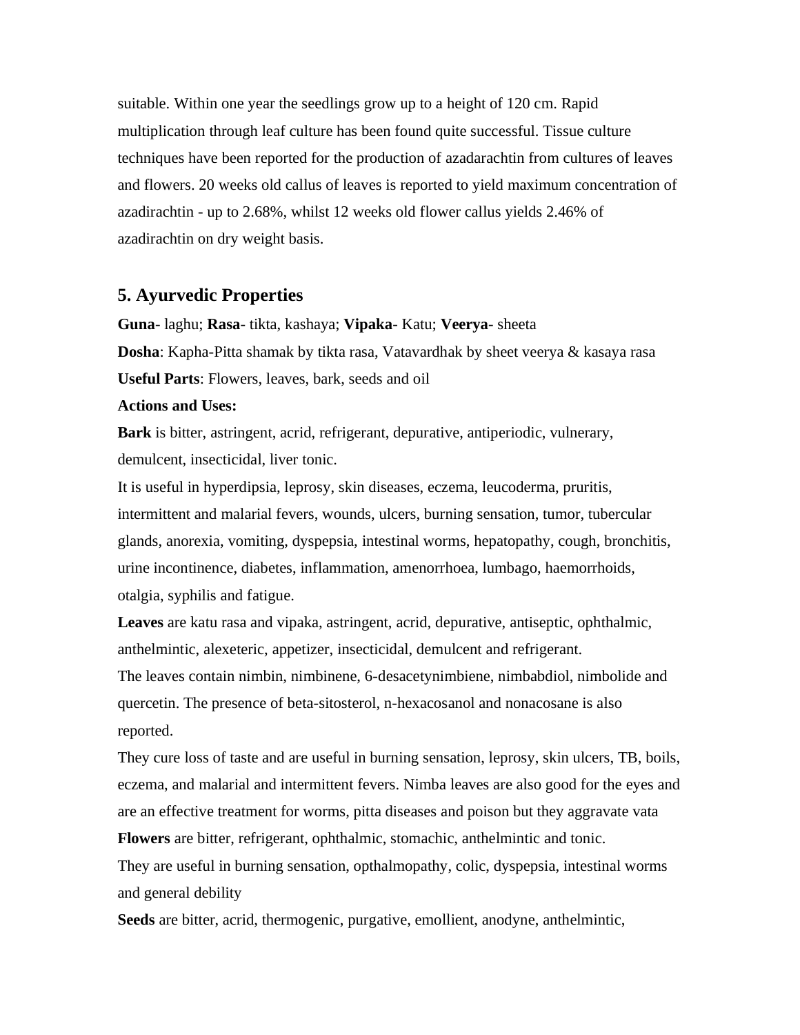suitable. Within one year the seedlings grow up to a height of 120 cm. Rapid multiplication through leaf culture has been found quite successful. Tissue culture techniques have been reported for the production of azadarachtin from cultures of leaves and flowers. 20 weeks old callus of leaves is reported to yield maximum concentration of azadirachtin - up to 2.68%, whilst 12 weeks old flower callus yields 2.46% of azadirachtin on dry weight basis.

## 5. Ayurvedic Properties

**Guna**- laghu; **Rasa**- tikta, kashaya; **Vipaka**- Katu; **Veerya**- sheeta

**Dosha**: Kapha-Pitta shamak by tikta rasa, Vatavardhak by sheet veerya & kasaya rasa

**Useful Parts**: Flowers, leaves, bark, seeds and oil

**Actions and Uses:**

**Bark** is bitter, astringent, acrid, refrigerant, depurative, antiperiodic, vulnerary, demulcent, insecticidal, liver tonic.

It is useful in hyperdipsia, leprosy, skin diseases, eczema, leucoderma, pruritis, intermittent and malarial fevers, wounds, ulcers, burning sensation, tumor, tubercular glands, anorexia, vomiting, dyspepsia, intestinal worms, hepatopathy, cough, bronchitis, urine incontinence, diabetes, inflammation, amenorrhoea, lumbago, haemorrhoids, otalgia, syphilis and fatigue.

**Leaves** are katu rasa and vipaka, astringent, acrid, depurative, antiseptic, ophthalmic, anthelmintic, alexeteric, appetizer, insecticidal, demulcent and refrigerant.

The leaves contain nimbin, nimbinene, 6-desacetynimbiene, nimbabdiol, nimbolide and quercetin. The presence of beta-sitosterol, n-hexacosanol and nonacosane is also reported.

They cure loss of taste and are useful in burning sensation, leprosy, skin ulcers, TB, boils, eczema, and malarial and intermittent fevers. Nimba leaves are also good for the eyes and are an effective treatment for worms, pitta diseases and poison but they aggravate vata

**Flowers** are bitter, refrigerant, ophthalmic, stomachic, anthelmintic and tonic.

They are useful in burning sensation, opthalmopathy, colic, dyspepsia, intestinal worms and general debility

**Seeds** are bitter, acrid, thermogenic, purgative, emollient, anodyne, anthelmintic,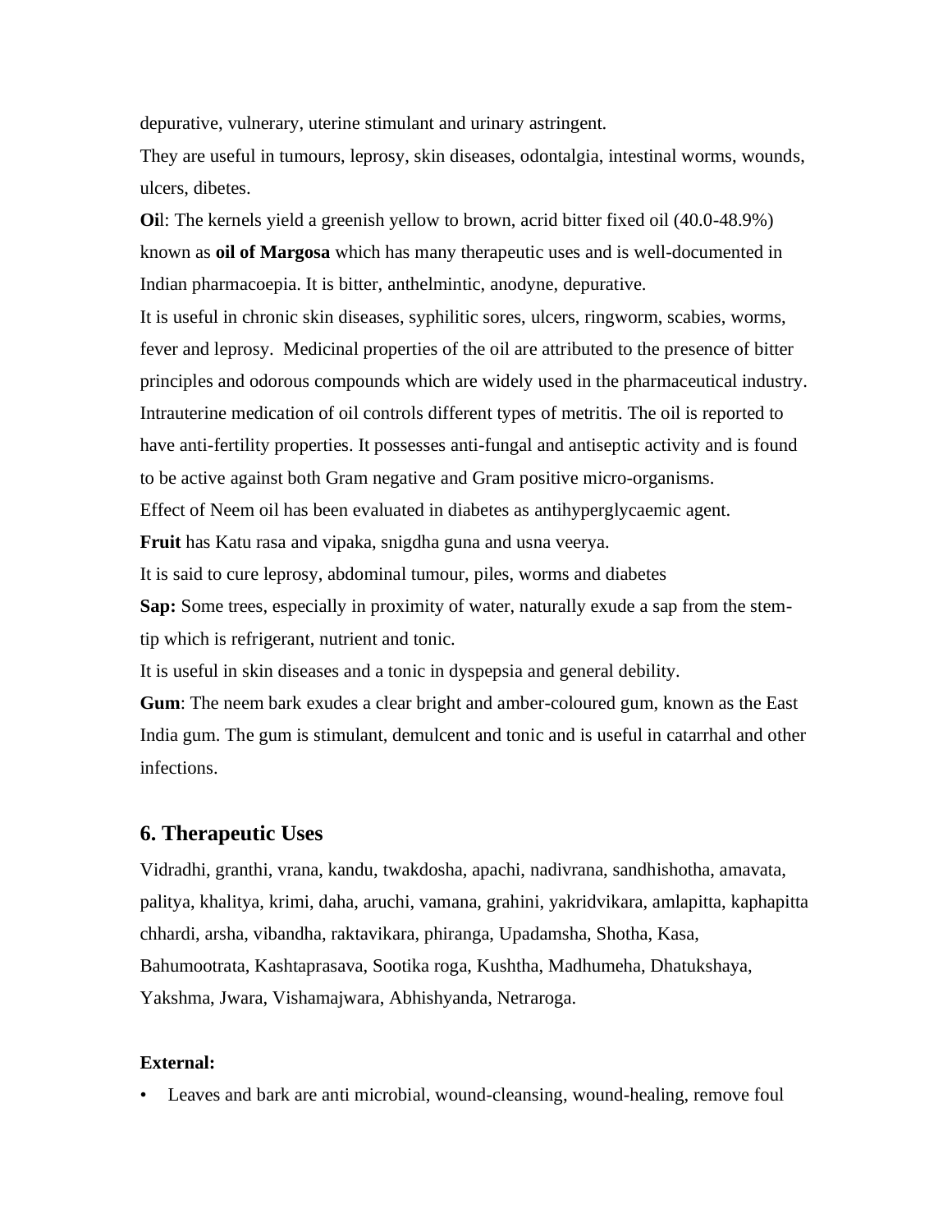depurative, vulnerary, uterine stimulant and urinary astringent.

They are useful in tumours, leprosy, skin diseases, odontalgia, intestinal worms, wounds, ulcers, dibetes.

**Oi**l: The kernels yield a greenish yellow to brown, acrid bitter fixed oil (40.0-48.9%) known as **oil of Margosa** which has many therapeutic uses and is well-documented in Indian pharmacoepia. It is bitter, anthelmintic, anodyne, depurative.

It is useful in chronic skin diseases, syphilitic sores, ulcers, ringworm, scabies, worms, fever and leprosy. Medicinal properties of the oil are attributed to the presence of bitter principles and odorous compounds which are widely used in the pharmaceutical industry. Intrauterine medication of oil controls different types of metritis. The oil is reported to have anti-fertility properties. It possesses anti-fungal and antiseptic activity and is found to be active against both Gram negative and Gram positive micro-organisms.

Effect of Neem oil has been evaluated in diabetes as antihyperglycaemic agent.

**Fruit** has Katu rasa and vipaka, snigdha guna and usna veerya.

It is said to cure leprosy, abdominal tumour, piles, worms and diabetes

**Sap:** Some trees, especially in proximity of water, naturally exude a sap from the stem-tip which is refrigerant, nutrient and tonic.

It is useful in skin diseases and a tonic in dyspepsia and general debility.

**Gum**: The neem bark exudes a clear bright and amber-coloured gum, known as the East India gum. The gum is stimulant, demulcent and tonic and is useful in catarrhal and other infections.

## 6. Therapeutic Uses

Vidradhi, granthi, vrana, kandu, twakdosha, apachi, nadivrana, sandhishotha, amavata, palitya, khalitya, krimi, daha, aruchi, vamana, grahini, yakridvikara, amlapitta, kaphapitta chhardi, arsha, vibandha, raktavikara, phiranga, Upadamsha, Shotha, Kasa, Bahumootrata, Kashtaprasava, Sootika roga, Kushtha, Madhumeha, Dhatukshaya, Yakshma, Jwara, Vishamajwara, Abhishyanda, Netraroga.

**External:**

- Leaves and bark are anti microbial, wound-cleansing, wound-healing, remove foul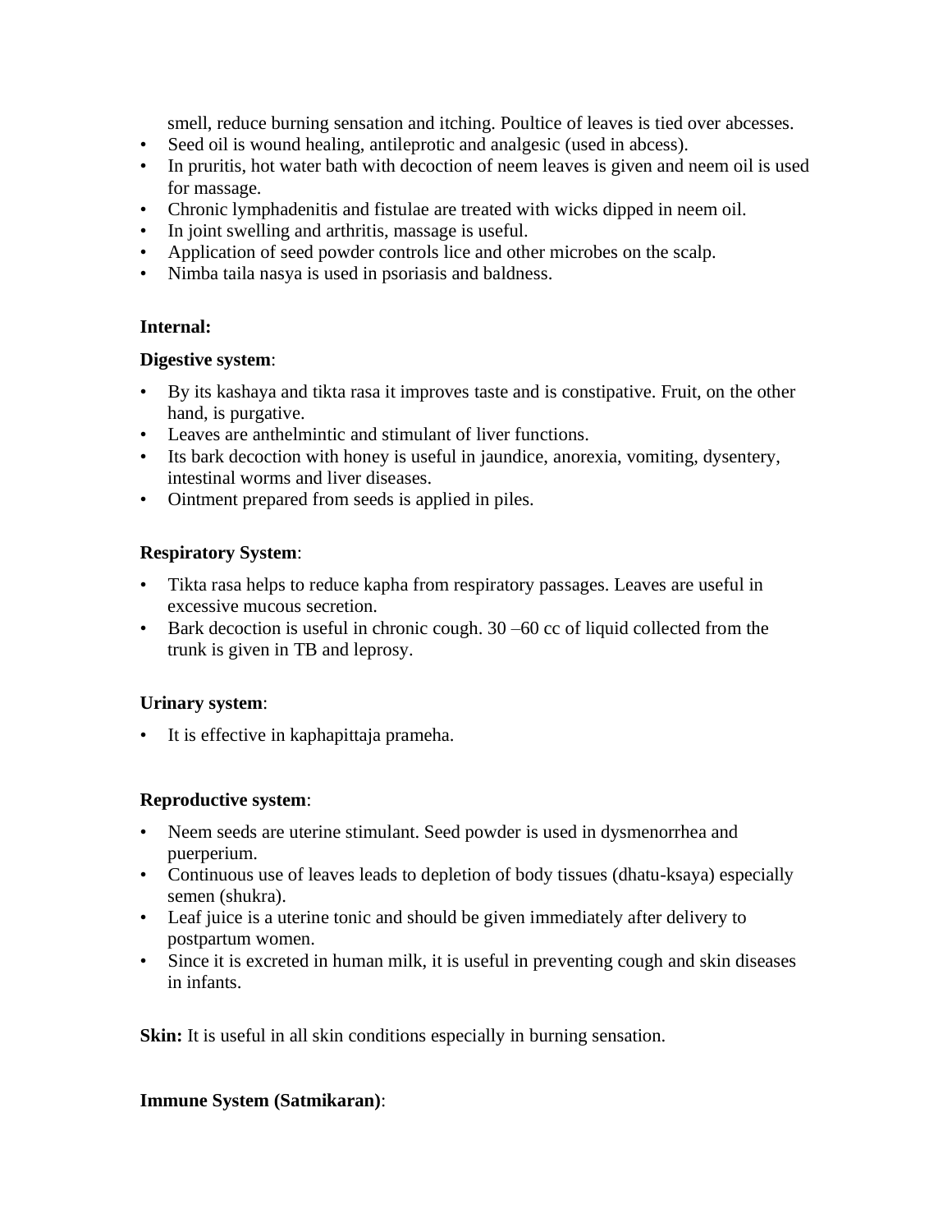smell, reduce burning sensation and itching. Poultice of leaves is tied over abcesses.

- Seed oil is wound healing, antileprotic and analgesic (used in abcess).
- In pruritis, hot water bath with decoction of neem leaves is given and neem oil is used for massage.
- Chronic lymphadenitis and fistulae are treated with wicks dipped in neem oil.
- In joint swelling and arthritis, massage is useful.
- Application of seed powder controls lice and other microbes on the scalp.
- Nimba taila nasya is used in psoriasis and baldness.

**Internal:**

**Digestive system**:

- By its kashaya and tikta rasa it improves taste and is constipative. Fruit, on the other hand, is purgative.
- Leaves are anthelmintic and stimulant of liver functions.
- Its bark decoction with honey is useful in jaundice, anorexia, vomiting, dysentery, intestinal worms and liver diseases.
- Ointment prepared from seeds is applied in piles.

**Respiratory System**:

- Tikta rasa helps to reduce kapha from respiratory passages. Leaves are useful in excessive mucous secretion.
- Bark decoction is useful in chronic cough. 30 –60 cc of liquid collected from the trunk is given in TB and leprosy.

**Urinary system**:

- It is effective in kaphapittaja prameha.

**Reproductive system**:

- Neem seeds are uterine stimulant. Seed powder is used in dysmenorrhea and puerperium.
- Continuous use of leaves leads to depletion of body tissues (dhatu-ksaya) especially semen (shukra).
- Leaf juice is a uterine tonic and should be given immediately after delivery to postpartum women.
- Since it is excreted in human milk, it is useful in preventing cough and skin diseases in infants.

**Skin:** It is useful in all skin conditions especially in burning sensation.

**Immune System (Satmikaran)**: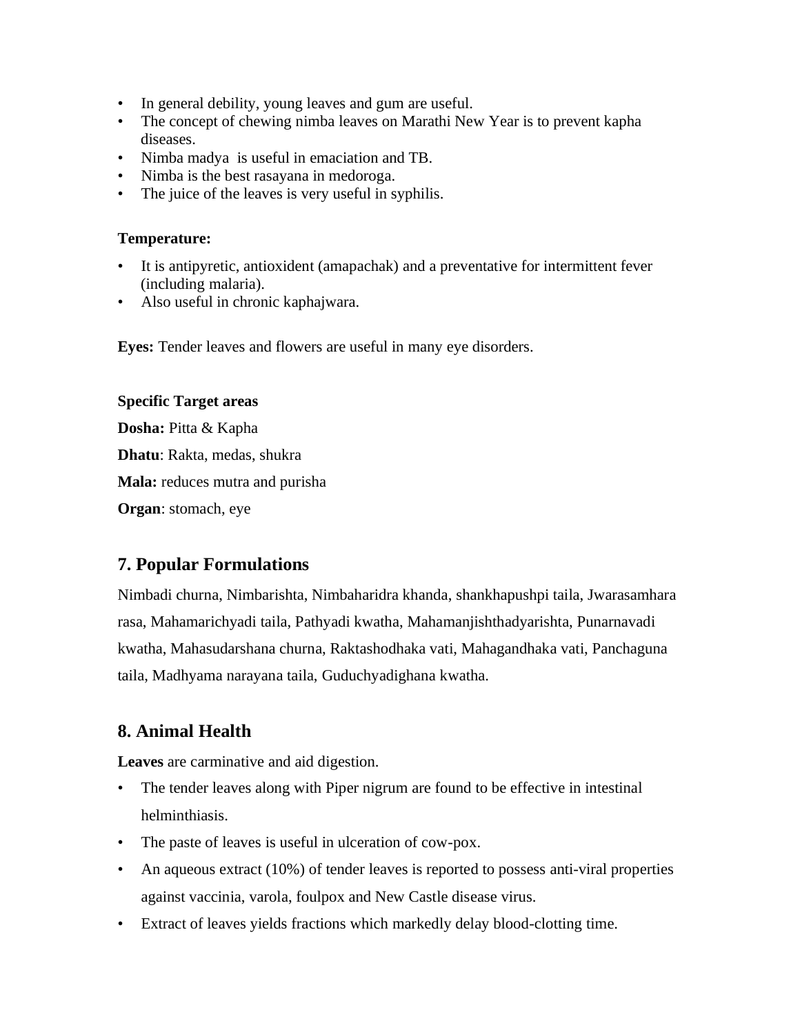- In general debility, young leaves and gum are useful.
- The concept of chewing nimba leaves on Marathi New Year is to prevent kapha diseases.
- Nimba madya is useful in emaciation and TB.
- Nimba is the best rasayana in medoroga.
- The juice of the leaves is very useful in syphilis.

**Temperature:**

- It is antipyretic, antioxident (amapachak) and a preventative for intermittent fever (including malaria).
- Also useful in chronic kaphajwara.

**Eyes:** Tender leaves and flowers are useful in many eye disorders.

**Specific Target areas**

**Dosha:** Pitta & Kapha

**Dhatu**: Rakta, medas, shukra

**Mala:** reduces mutra and purisha

**Organ**: stomach, eye

## 7. Popular Formulations

Nimbadi churna, Nimbarishta, Nimbaharidra khanda, shankhapushpi taila, Jwarasamhara rasa, Mahamarichyadi taila, Pathyadi kwatha, Mahamanjishthadyarishta, Punarnavadi kwatha, Mahasudarshana churna, Raktashodhaka vati, Mahagandhaka vati, Panchaguna taila, Madhyama narayana taila, Guduchyadighana kwatha.

## 8. Animal Health

**Leaves** are carminative and aid digestion.

- The tender leaves along with Piper nigrum are found to be effective in intestinal helminthiasis.
- The paste of leaves is useful in ulceration of cow-pox.
- An aqueous extract (10%) of tender leaves is reported to possess anti-viral properties against vaccinia, varola, foulpox and New Castle disease virus.
- Extract of leaves yields fractions which markedly delay blood-clotting time.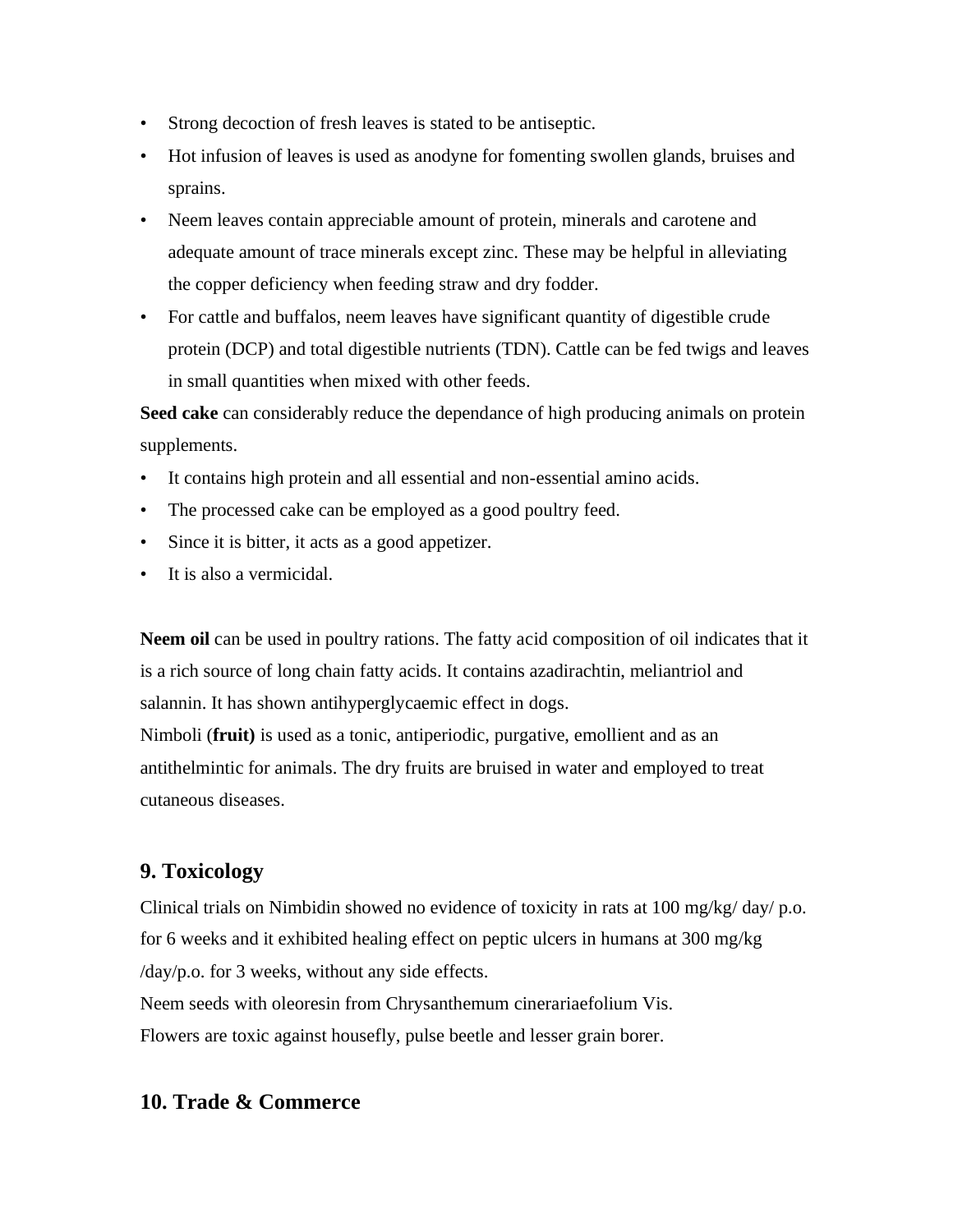- Strong decoction of fresh leaves is stated to be antiseptic.
- Hot infusion of leaves is used as anodyne for fomenting swollen glands, bruises and sprains.
- Neem leaves contain appreciable amount of protein, minerals and carotene and adequate amount of trace minerals except zinc. These may be helpful in alleviating the copper deficiency when feeding straw and dry fodder.
- For cattle and buffalos, neem leaves have significant quantity of digestible crude protein (DCP) and total digestible nutrients (TDN). Cattle can be fed twigs and leaves in small quantities when mixed with other feeds.

**Seed cake** can considerably reduce the dependance of high producing animals on protein supplements.

- It contains high protein and all essential and non-essential amino acids.
- The processed cake can be employed as a good poultry feed.
- Since it is bitter, it acts as a good appetizer.
- It is also a vermicidal.

**Neem oil** can be used in poultry rations. The fatty acid composition of oil indicates that it is a rich source of long chain fatty acids. It contains azadirachtin, meliantriol and salannin. It has shown antihyperglycaemic effect in dogs.

Nimboli (**fruit)** is used as a tonic, antiperiodic, purgative, emollient and as an antithelmintic for animals. The dry fruits are bruised in water and employed to treat cutaneous diseases.

## 9. Toxicology

Clinical trials on Nimbidin showed no evidence of toxicity in rats at 100 mg/kg/ day/ p.o. for 6 weeks and it exhibited healing effect on peptic ulcers in humans at 300 mg/kg /day/p.o. for 3 weeks, without any side effects.

Neem seeds with oleoresin from Chrysanthemum cinerariaefolium Vis.

Flowers are toxic against housefly, pulse beetle and lesser grain borer.

## 10. Trade & Commerce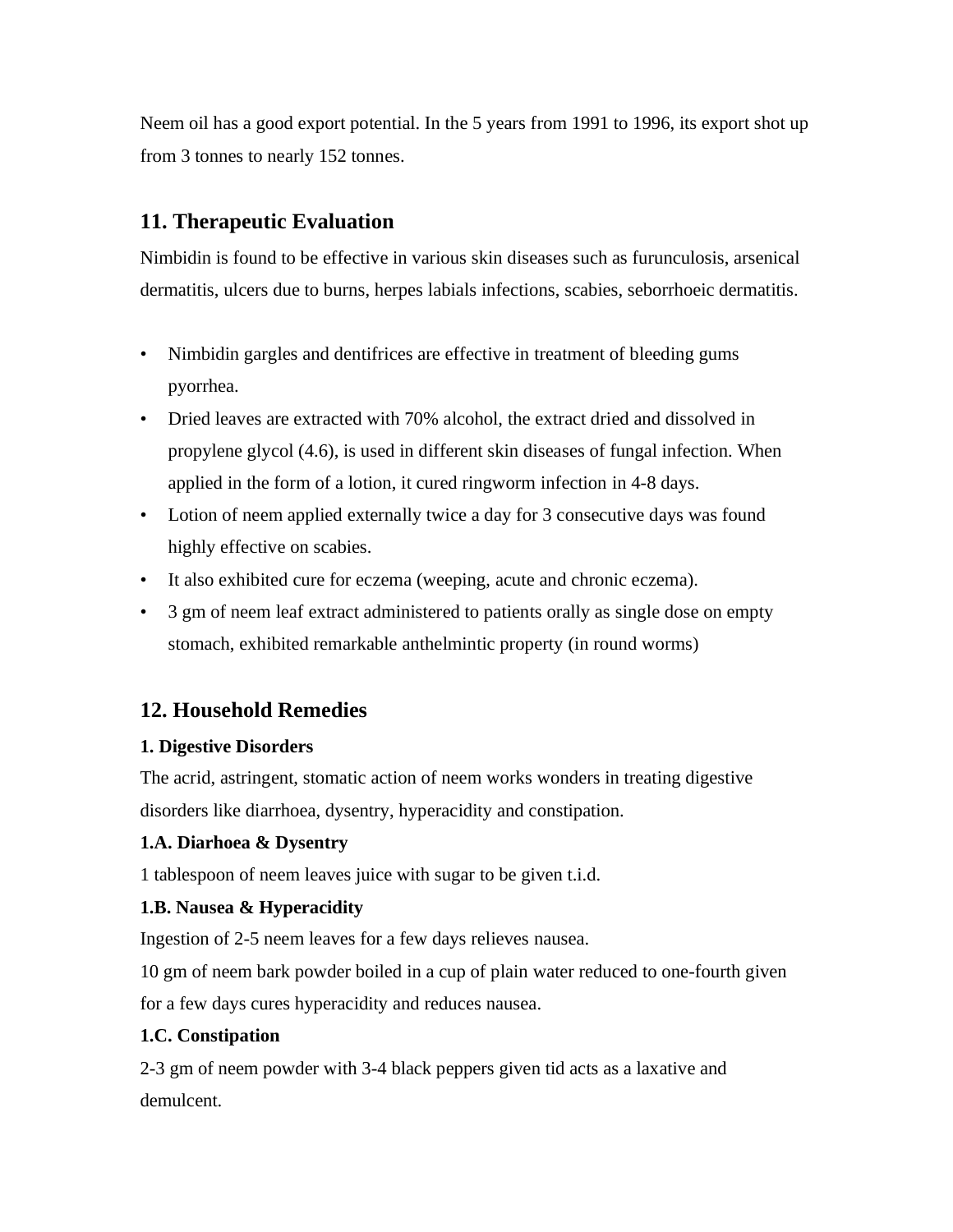Neem oil has a good export potential. In the 5 years from 1991 to 1996, its export shot up from 3 tonnes to nearly 152 tonnes.

## 11. Therapeutic Evaluation

Nimbidin is found to be effective in various skin diseases such as furunculosis, arsenical dermatitis, ulcers due to burns, herpes labials infections, scabies, seborrhoeic dermatitis.

- Nimbidin gargles and dentifrices are effective in treatment of bleeding gums pyorrhea.
- Dried leaves are extracted with 70% alcohol, the extract dried and dissolved in propylene glycol (4.6), is used in different skin diseases of fungal infection. When applied in the form of a lotion, it cured ringworm infection in 4-8 days.
- Lotion of neem applied externally twice a day for 3 consecutive days was found highly effective on scabies.
- It also exhibited cure for eczema (weeping, acute and chronic eczema).
- 3 gm of neem leaf extract administered to patients orally as single dose on empty stomach, exhibited remarkable anthelmintic property (in round worms)

## 12. Household Remedies

**1. Digestive Disorders**

The acrid, astringent, stomatic action of neem works wonders in treating digestive disorders like diarrhoea, dysentry, hyperacidity and constipation.

**1.A. Diarhoea & Dysentry**

1 tablespoon of neem leaves juice with sugar to be given t.i.d.

**1.B. Nausea & Hyperacidity**

Ingestion of 2-5 neem leaves for a few days relieves nausea.

10 gm of neem bark powder boiled in a cup of plain water reduced to one-fourth given for a few days cures hyperacidity and reduces nausea.

**1.C. Constipation**

2-3 gm of neem powder with 3-4 black peppers given tid acts as a laxative and demulcent.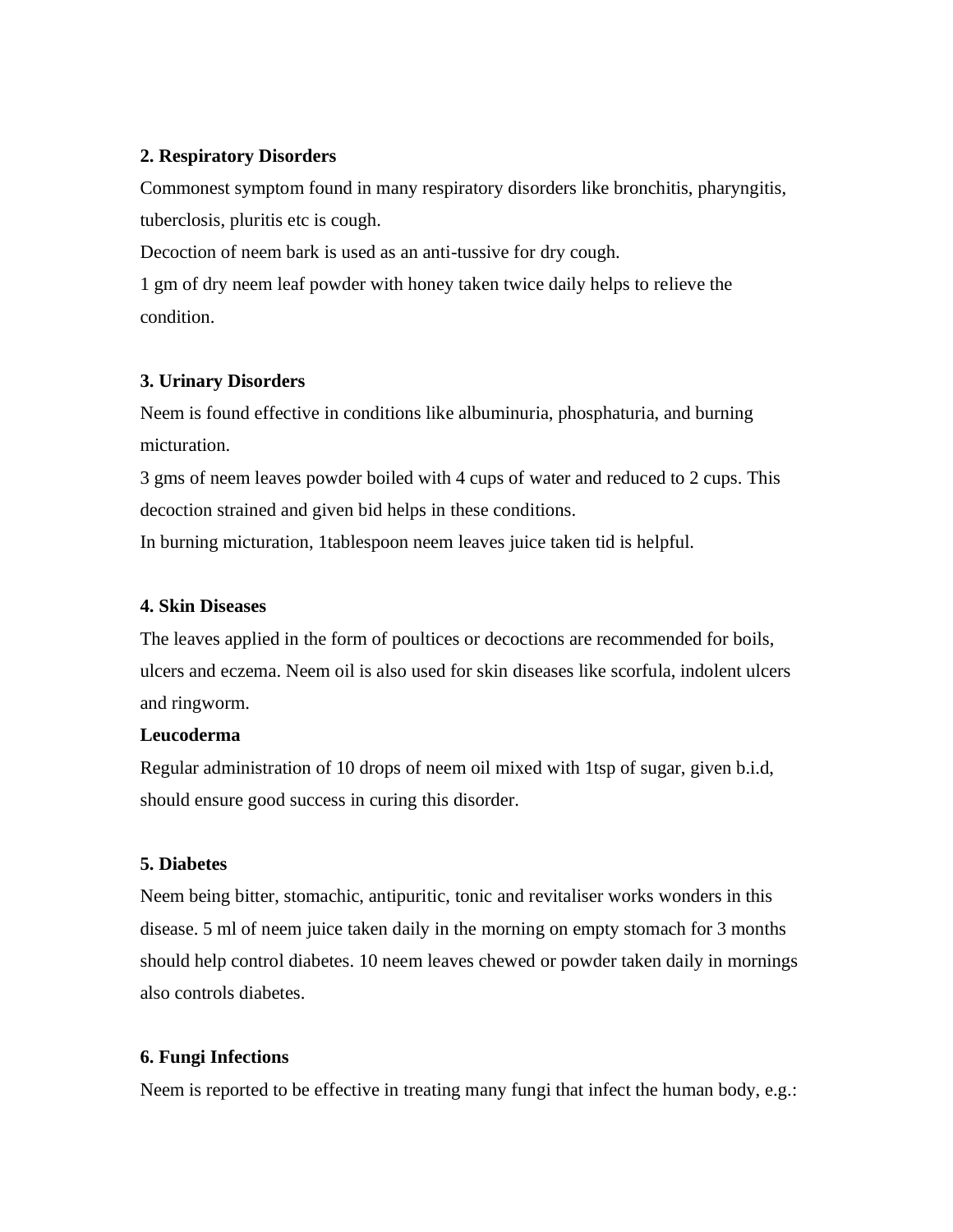**2. Respiratory Disorders**

Commonest symptom found in many respiratory disorders like bronchitis, pharyngitis, tuberclosis, pluritis etc is cough.

Decoction of neem bark is used as an anti-tussive for dry cough.

1 gm of dry neem leaf powder with honey taken twice daily helps to relieve the condition.

**3. Urinary Disorders**

Neem is found effective in conditions like albuminuria, phosphaturia, and burning micturation.

3 gms of neem leaves powder boiled with 4 cups of water and reduced to 2 cups. This decoction strained and given bid helps in these conditions.

In burning micturation, 1tablespoon neem leaves juice taken tid is helpful.

**4. Skin Diseases**

The leaves applied in the form of poultices or decoctions are recommended for boils, ulcers and eczema. Neem oil is also used for skin diseases like scorfula, indolent ulcers and ringworm.

**Leucoderma**

Regular administration of 10 drops of neem oil mixed with 1tsp of sugar, given b.i.d, should ensure good success in curing this disorder.

**5. Diabetes**

Neem being bitter, stomachic, antipuritic, tonic and revitaliser works wonders in this disease. 5 ml of neem juice taken daily in the morning on empty stomach for 3 months should help control diabetes. 10 neem leaves chewed or powder taken daily in mornings also controls diabetes.

**6. Fungi Infections**

Neem is reported to be effective in treating many fungi that infect the human body, e.g.: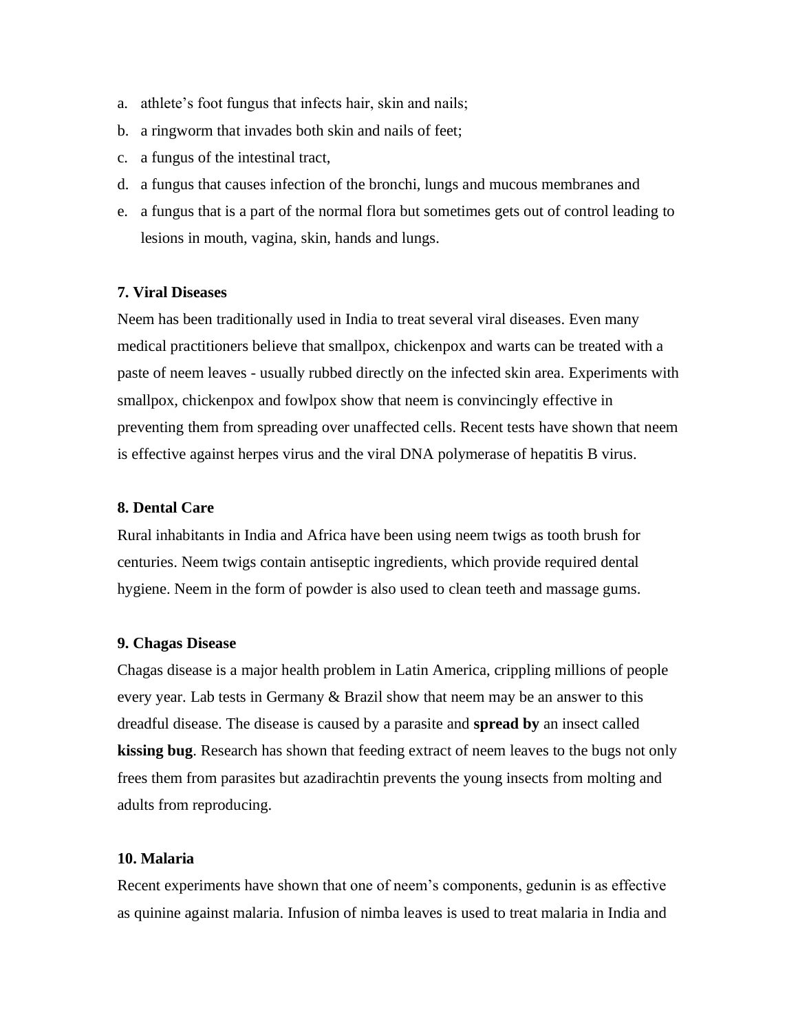a. athlete's foot fungus that infects hair, skin and nails;
b. a ringworm that invades both skin and nails of feet;
c. a fungus of the intestinal tract,
d. a fungus that causes infection of the bronchi, lungs and mucous membranes and
e. a fungus that is a part of the normal flora but sometimes gets out of control leading to lesions in mouth, vagina, skin, hands and lungs.

**7. Viral Diseases**

Neem has been traditionally used in India to treat several viral diseases. Even many medical practitioners believe that smallpox, chickenpox and warts can be treated with a paste of neem leaves - usually rubbed directly on the infected skin area. Experiments with smallpox, chickenpox and fowlpox show that neem is convincingly effective in preventing them from spreading over unaffected cells. Recent tests have shown that neem is effective against herpes virus and the viral DNA polymerase of hepatitis B virus.

**8. Dental Care**

Rural inhabitants in India and Africa have been using neem twigs as tooth brush for centuries. Neem twigs contain antiseptic ingredients, which provide required dental hygiene. Neem in the form of powder is also used to clean teeth and massage gums.

**9. Chagas Disease**

Chagas disease is a major health problem in Latin America, crippling millions of people every year. Lab tests in Germany & Brazil show that neem may be an answer to this dreadful disease. The disease is caused by a parasite and **spread by** an insect called **kissing bug**. Research has shown that feeding extract of neem leaves to the bugs not only frees them from parasites but azadirachtin prevents the young insects from molting and adults from reproducing.

**10. Malaria**

Recent experiments have shown that one of neem's components, gedunin is as effective as quinine against malaria. Infusion of nimba leaves is used to treat malaria in India and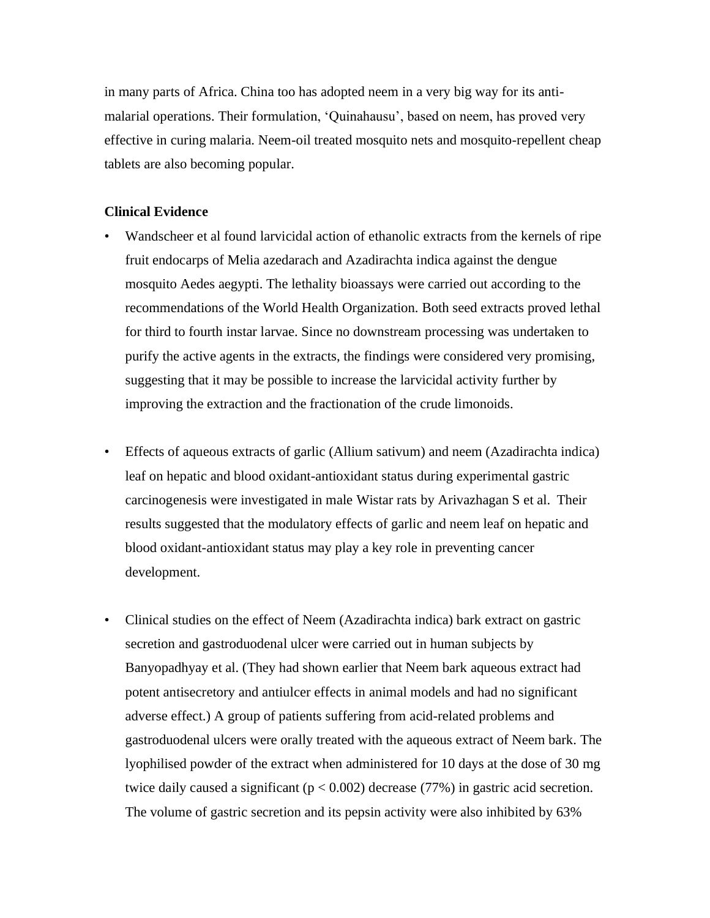in many parts of Africa. China too has adopted neem in a very big way for its anti-malarial operations. Their formulation, 'Quinahausu', based on neem, has proved very effective in curing malaria. Neem-oil treated mosquito nets and mosquito-repellent cheap tablets are also becoming popular.

**Clinical Evidence**

- Wandscheer et al found larvicidal action of ethanolic extracts from the kernels of ripe fruit endocarps of Melia azedarach and Azadirachta indica against the dengue mosquito Aedes aegypti. The lethality bioassays were carried out according to the recommendations of the World Health Organization. Both seed extracts proved lethal for third to fourth instar larvae. Since no downstream processing was undertaken to purify the active agents in the extracts, the findings were considered very promising, suggesting that it may be possible to increase the larvicidal activity further by improving the extraction and the fractionation of the crude limonoids.

- Effects of aqueous extracts of garlic (Allium sativum) and neem (Azadirachta indica) leaf on hepatic and blood oxidant-antioxidant status during experimental gastric carcinogenesis were investigated in male Wistar rats by Arivazhagan S et al. Their results suggested that the modulatory effects of garlic and neem leaf on hepatic and blood oxidant-antioxidant status may play a key role in preventing cancer development.

- Clinical studies on the effect of Neem (Azadirachta indica) bark extract on gastric secretion and gastroduodenal ulcer were carried out in human subjects by Banyopadhyay et al. (They had shown earlier that Neem bark aqueous extract had potent antisecretory and antiulcer effects in animal models and had no significant adverse effect.) A group of patients suffering from acid-related problems and gastroduodenal ulcers were orally treated with the aqueous extract of Neem bark. The lyophilised powder of the extract when administered for 10 days at the dose of 30 mg twice daily caused a significant ($p < 0.002$) decrease (77%) in gastric acid secretion. The volume of gastric secretion and its pepsin activity were also inhibited by 63%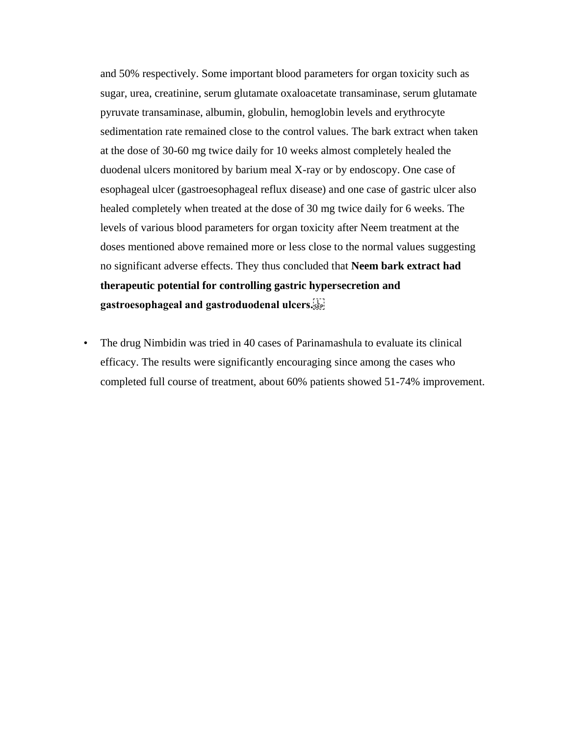and 50% respectively. Some important blood parameters for organ toxicity such as sugar, urea, creatinine, serum glutamate oxaloacetate transaminase, serum glutamate pyruvate transaminase, albumin, globulin, hemoglobin levels and erythrocyte sedimentation rate remained close to the control values. The bark extract when taken at the dose of 30-60 mg twice daily for 10 weeks almost completely healed the duodenal ulcers monitored by barium meal X-ray or by endoscopy. One case of esophageal ulcer (gastroesophageal reflux disease) and one case of gastric ulcer also healed completely when treated at the dose of 30 mg twice daily for 6 weeks. The levels of various blood parameters for organ toxicity after Neem treatment at the doses mentioned above remained more or less close to the normal values suggesting no significant adverse effects. They thus concluded that **Neem bark extract had therapeutic potential for controlling gastric hypersecretion and gastroesophageal and gastroduodenal ulcers.**

- The drug Nimbidin was tried in 40 cases of Parinamashula to evaluate its clinical efficacy. The results were significantly encouraging since among the cases who completed full course of treatment, about 60% patients showed 51-74% improvement.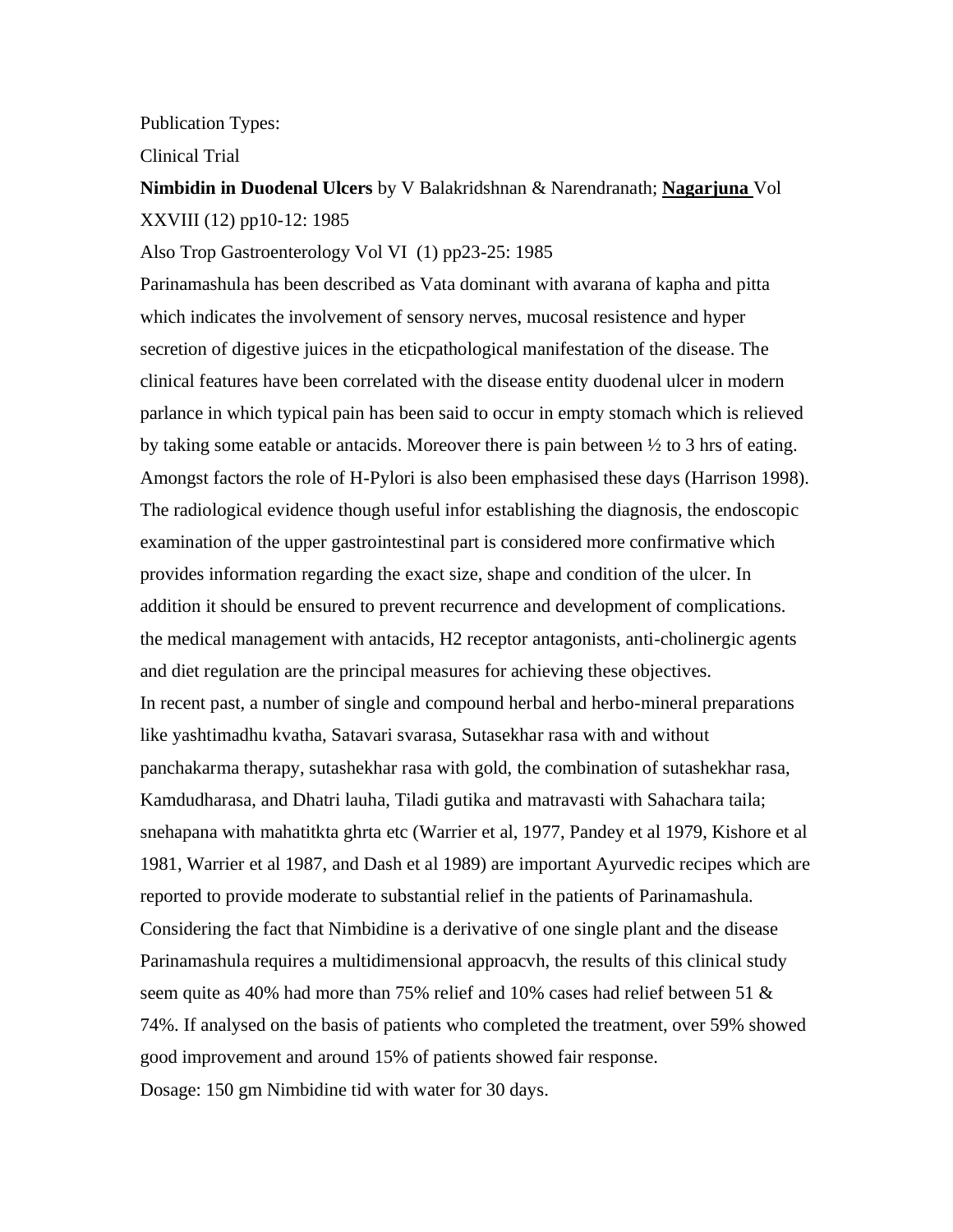Publication Types:

Clinical Trial

**Nimbidin in Duodenal Ulcers** by V Balakridshnan & Narendranath; **Nagarjuna** Vol XXVIII (12) pp10-12: 1985

Also Trop Gastroenterology Vol VI (1) pp23-25: 1985

Parinamashula has been described as Vata dominant with avarana of kapha and pitta which indicates the involvement of sensory nerves, mucosal resistence and hyper secretion of digestive juices in the eticpathological manifestation of the disease. The clinical features have been correlated with the disease entity duodenal ulcer in modern parlance in which typical pain has been said to occur in empty stomach which is relieved by taking some eatable or antacids. Moreover there is pain between ½ to 3 hrs of eating. Amongst factors the role of H-Pylori is also been emphasised these days (Harrison 1998). The radiological evidence though useful infor establishing the diagnosis, the endoscopic examination of the upper gastrointestinal part is considered more confirmative which provides information regarding the exact size, shape and condition of the ulcer. In addition it should be ensured to prevent recurrence and development of complications. the medical management with antacids, H2 receptor antagonists, anti-cholinergic agents and diet regulation are the principal measures for achieving these objectives.

In recent past, a number of single and compound herbal and herbo-mineral preparations like yashtimadhu kvatha, Satavari svarasa, Sutasekhar rasa with and without panchakarma therapy, sutashekhar rasa with gold, the combination of sutashekhar rasa, Kamdudharasa, and Dhatri lauha, Tiladi gutika and matravasti with Sahachara taila; snehapana with mahatitkta ghrta etc (Warrier et al, 1977, Pandey et al 1979, Kishore et al 1981, Warrier et al 1987, and Dash et al 1989) are important Ayurvedic recipes which are reported to provide moderate to substantial relief in the patients of Parinamashula. Considering the fact that Nimbidine is a derivative of one single plant and the disease Parinamashula requires a multidimensional approacvh, the results of this clinical study seem quite as 40% had more than 75% relief and 10% cases had relief between 51 & 74%. If analysed on the basis of patients who completed the treatment, over 59% showed good improvement and around 15% of patients showed fair response.

Dosage: 150 gm Nimbidine tid with water for 30 days.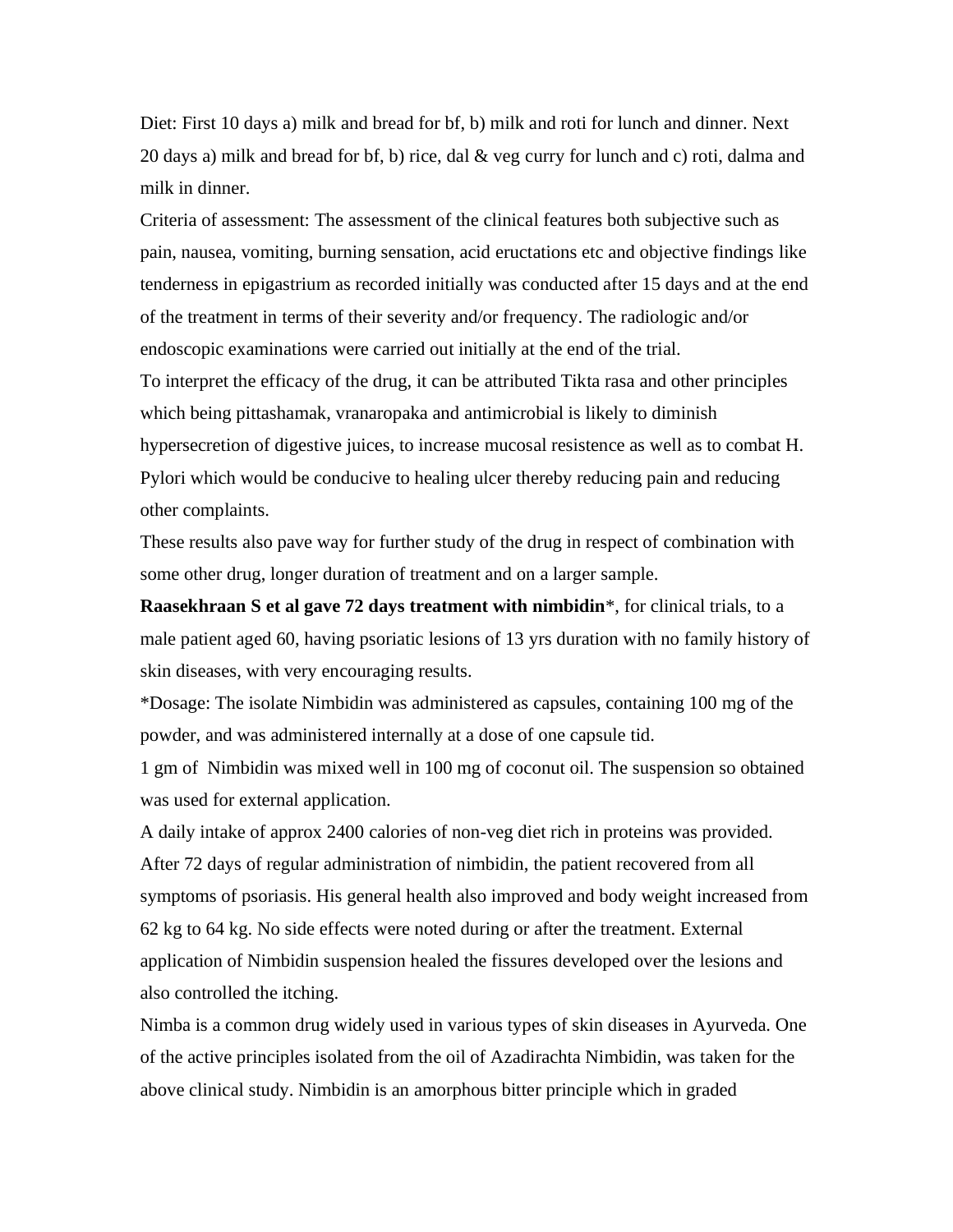Diet: First 10 days a) milk and bread for bf, b) milk and roti for lunch and dinner. Next 20 days a) milk and bread for bf, b) rice, dal & veg curry for lunch and c) roti, dalma and milk in dinner.

Criteria of assessment: The assessment of the clinical features both subjective such as pain, nausea, vomiting, burning sensation, acid eructations etc and objective findings like tenderness in epigastrium as recorded initially was conducted after 15 days and at the end of the treatment in terms of their severity and/or frequency. The radiologic and/or endoscopic examinations were carried out initially at the end of the trial.

To interpret the efficacy of the drug, it can be attributed Tikta rasa and other principles which being pittashamak, vranaropaka and antimicrobial is likely to diminish hypersecretion of digestive juices, to increase mucosal resistence as well as to combat H. Pylori which would be conducive to healing ulcer thereby reducing pain and reducing other complaints.

These results also pave way for further study of the drug in respect of combination with some other drug, longer duration of treatment and on a larger sample.

**Raasekhraan S et al gave 72 days treatment with nimbidin***, for clinical trials, to a male patient aged 60, having psoriatic lesions of 13 yrs duration with no family history of skin diseases, with very encouraging results.

*Dosage: The isolate Nimbidin was administered as capsules, containing 100 mg of the powder, and was administered internally at a dose of one capsule tid.

1 gm of Nimbidin was mixed well in 100 mg of coconut oil. The suspension so obtained was used for external application.

A daily intake of approx 2400 calories of non-veg diet rich in proteins was provided.

After 72 days of regular administration of nimbidin, the patient recovered from all symptoms of psoriasis. His general health also improved and body weight increased from 62 kg to 64 kg. No side effects were noted during or after the treatment. External application of Nimbidin suspension healed the fissures developed over the lesions and also controlled the itching.

Nimba is a common drug widely used in various types of skin diseases in Ayurveda. One of the active principles isolated from the oil of Azadirachta Nimbidin, was taken for the above clinical study. Nimbidin is an amorphous bitter principle which in graded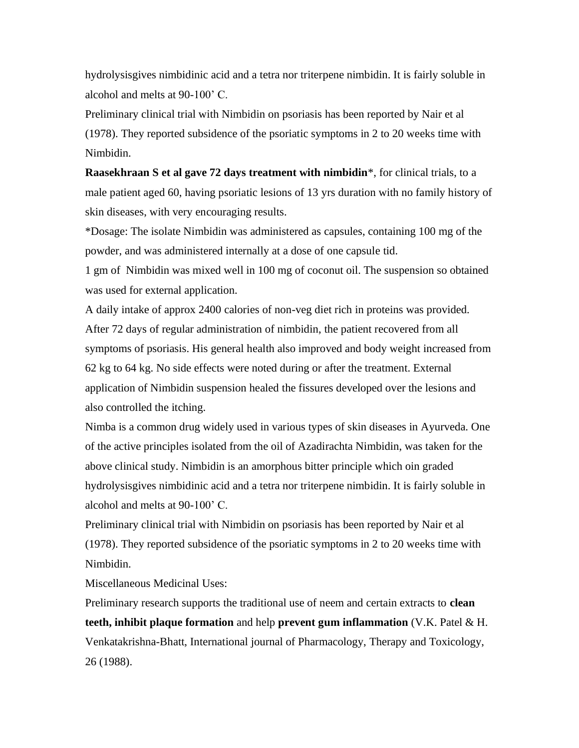hydrolysisgives nimbidinic acid and a tetra nor triterpene nimbidin. It is fairly soluble in alcohol and melts at 90-100' C.

Preliminary clinical trial with Nimbidin on psoriasis has been reported by Nair et al (1978). They reported subsidence of the psoriatic symptoms in 2 to 20 weeks time with Nimbidin.

**Raasekhraan S et al gave 72 days treatment with nimbidin***, for clinical trials, to a male patient aged 60, having psoriatic lesions of 13 yrs duration with no family history of skin diseases, with very encouraging results.

*Dosage: The isolate Nimbidin was administered as capsules, containing 100 mg of the powder, and was administered internally at a dose of one capsule tid.

1 gm of Nimbidin was mixed well in 100 mg of coconut oil. The suspension so obtained was used for external application.

A daily intake of approx 2400 calories of non-veg diet rich in proteins was provided.

After 72 days of regular administration of nimbidin, the patient recovered from all symptoms of psoriasis. His general health also improved and body weight increased from 62 kg to 64 kg. No side effects were noted during or after the treatment. External application of Nimbidin suspension healed the fissures developed over the lesions and also controlled the itching.

Nimba is a common drug widely used in various types of skin diseases in Ayurveda. One of the active principles isolated from the oil of Azadirachta Nimbidin, was taken for the above clinical study. Nimbidin is an amorphous bitter principle which oin graded hydrolysisgives nimbidinic acid and a tetra nor triterpene nimbidin. It is fairly soluble in alcohol and melts at 90-100' C.

Preliminary clinical trial with Nimbidin on psoriasis has been reported by Nair et al (1978). They reported subsidence of the psoriatic symptoms in 2 to 20 weeks time with Nimbidin.

Miscellaneous Medicinal Uses:

Preliminary research supports the traditional use of neem and certain extracts to **clean teeth, inhibit plaque formation** and help **prevent gum inflammation** (V.K. Patel & H. Venkatakrishna-Bhatt, International journal of Pharmacology, Therapy and Toxicology, 26 (1988).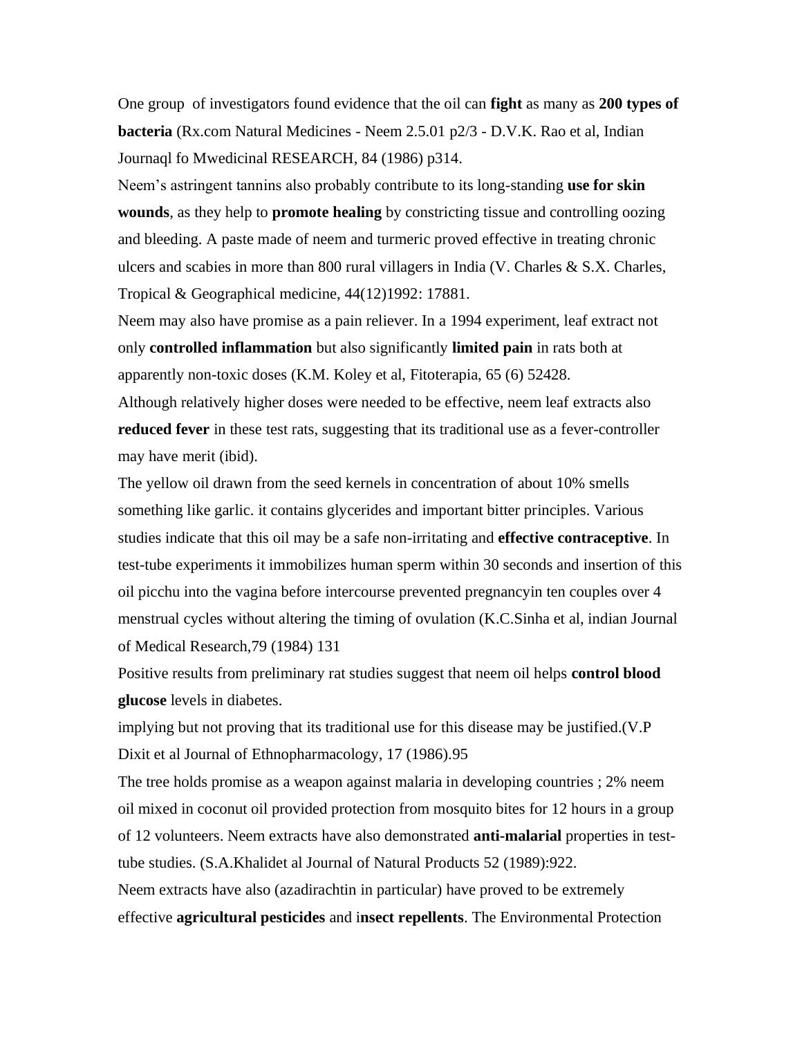One group  of investigators found evidence that the oil can **fight** as many as **200 types of bacteria** (Rx.com Natural Medicines - Neem 2.5.01 p2/3 - D.V.K. Rao et al, Indian Journaql fo Mwedicinal RESEARCH, 84 (1986) p314.

Neem's astringent tannins also probably contribute to its long-standing **use for skin wounds**, as they help to **promote healing** by constricting tissue and controlling oozing and bleeding. A paste made of neem and turmeric proved effective in treating chronic ulcers and scabies in more than 800 rural villagers in India (V. Charles & S.X. Charles, Tropical & Geographical medicine, 44(12)1992: 17881.

Neem may also have promise as a pain reliever. In a 1994 experiment, leaf extract not only **controlled inflammation** but also significantly **limited pain** in rats both at apparently non-toxic doses (K.M. Koley et al, Fitoterapia, 65 (6) 52428.

Although relatively higher doses were needed to be effective, neem leaf extracts also **reduced fever** in these test rats, suggesting that its traditional use as a fever-controller may have merit (ibid).

The yellow oil drawn from the seed kernels in concentration of about 10% smells something like garlic. it contains glycerides and important bitter principles. Various studies indicate that this oil may be a safe non-irritating and **effective contraceptive**. In test-tube experiments it immobilizes human sperm within 30 seconds and insertion of this oil picchu into the vagina before intercourse prevented pregnancyin ten couples over 4 menstrual cycles without altering the timing of ovulation (K.C.Sinha et al, indian Journal of Medical Research,79 (1984) 131

Positive results from preliminary rat studies suggest that neem oil helps **control blood glucose** levels in diabetes.

implying but not proving that its traditional use for this disease may be justified.(V.P Dixit et al Journal of Ethnopharmacology, 17 (1986).95

The tree holds promise as a weapon against malaria in developing countries ; 2% neem oil mixed in coconut oil provided protection from mosquito bites for 12 hours in a group of 12 volunteers. Neem extracts have also demonstrated **anti-malarial** properties in test-tube studies. (S.A.Khalidet al Journal of Natural Products 52 (1989):922.

Neem extracts have also (azadirachtin in particular) have proved to be extremely effective **agricultural pesticides** and i**nsect repellents**. The Environmental Protection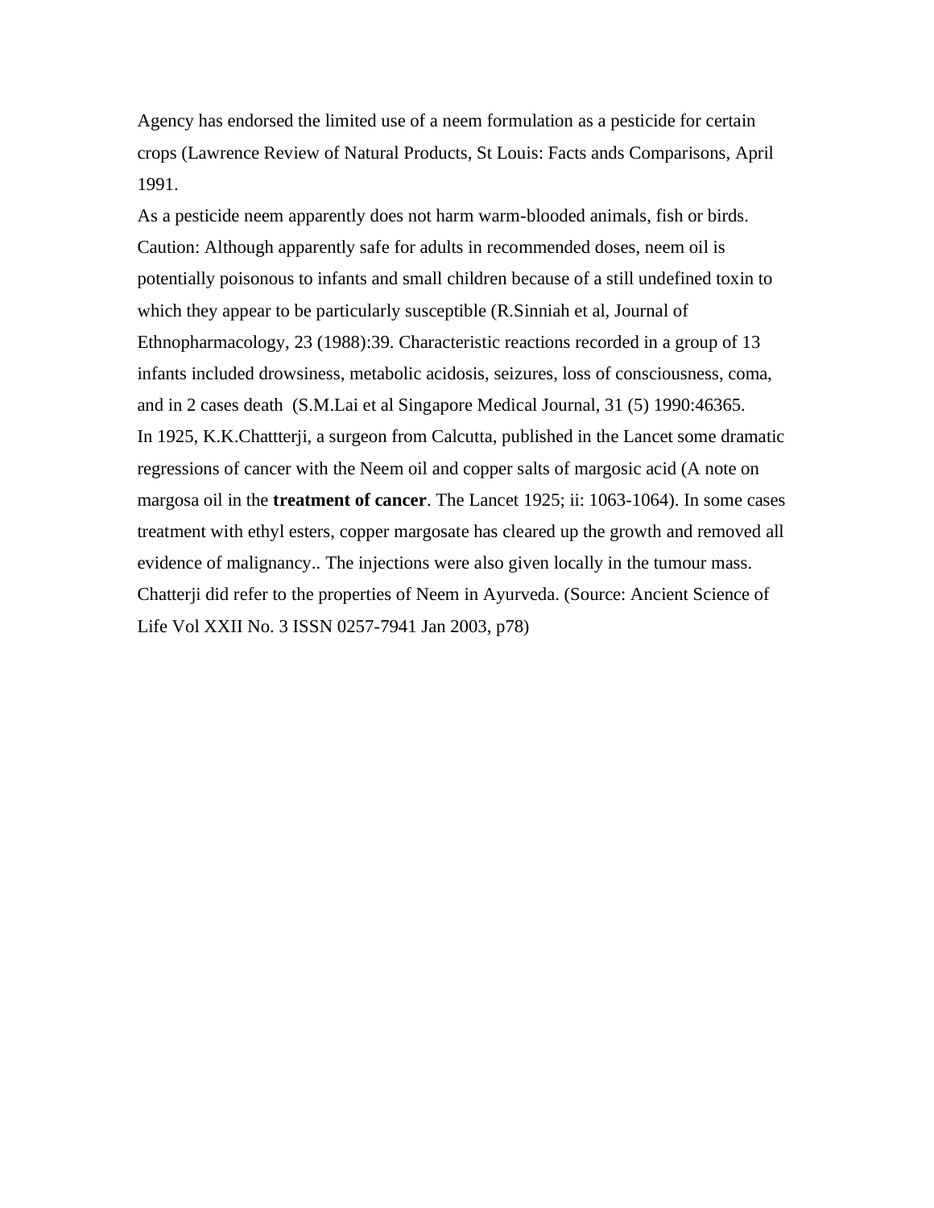Agency has endorsed the limited use of a neem formulation as a pesticide for certain crops (Lawrence Review of Natural Products, St Louis: Facts ands Comparisons, April 1991.

As a pesticide neem apparently does not harm warm-blooded animals, fish or birds.

Caution: Although apparently safe for adults in recommended doses, neem oil is potentially poisonous to infants and small children because of a still undefined toxin to which they appear to be particularly susceptible (R.Sinniah et al, Journal of Ethnopharmacology, 23 (1988):39. Characteristic reactions recorded in a group of 13 infants included drowsiness, metabolic acidosis, seizures, loss of consciousness, coma, and in 2 cases death (S.M.Lai et al Singapore Medical Journal, 31 (5) 1990:46365.

In 1925, K.K.Chattterji, a surgeon from Calcutta, published in the Lancet some dramatic regressions of cancer with the Neem oil and copper salts of margosic acid (A note on margosa oil in the **treatment of cancer**. The Lancet 1925; ii: 1063-1064). In some cases treatment with ethyl esters, copper margosate has cleared up the growth and removed all evidence of malignancy.. The injections were also given locally in the tumour mass. Chatterji did refer to the properties of Neem in Ayurveda. (Source: Ancient Science of Life Vol XXII No. 3 ISSN 0257-7941 Jan 2003, p78)